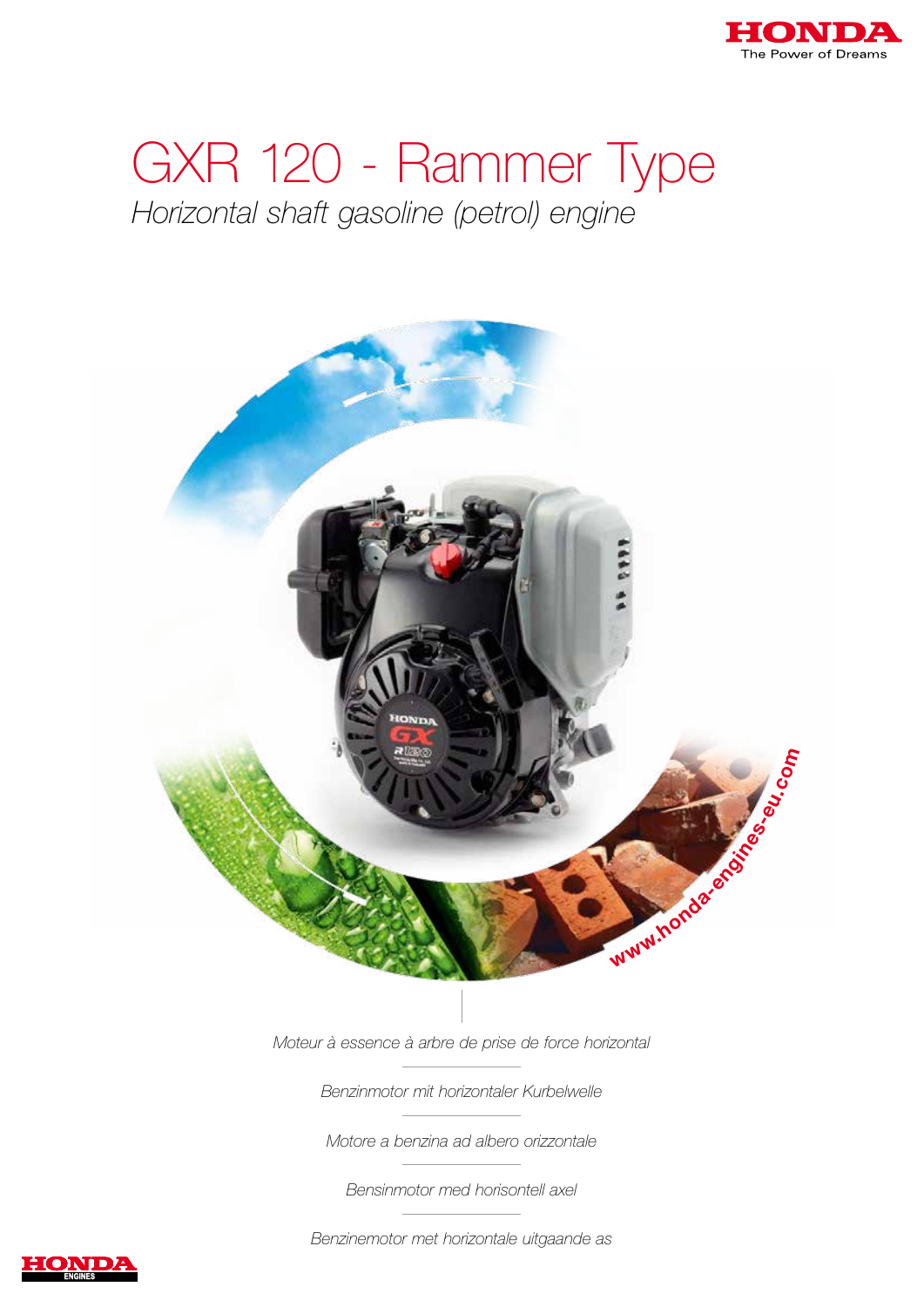# GXR 120 - Rammer Type

*Horizontal shaft gasoline (petrol) engine*

www.honda-engines-eu.com

*Moteur à essence à arbre de prise de force horizontal*

*Benzinmotor mit horizontaler Kurbelwelle*

*Motore a benzina ad albero orizzontale*

*Bensinmotor med horisontell axel*

*Benzinemotor met horizontale uitgaande as*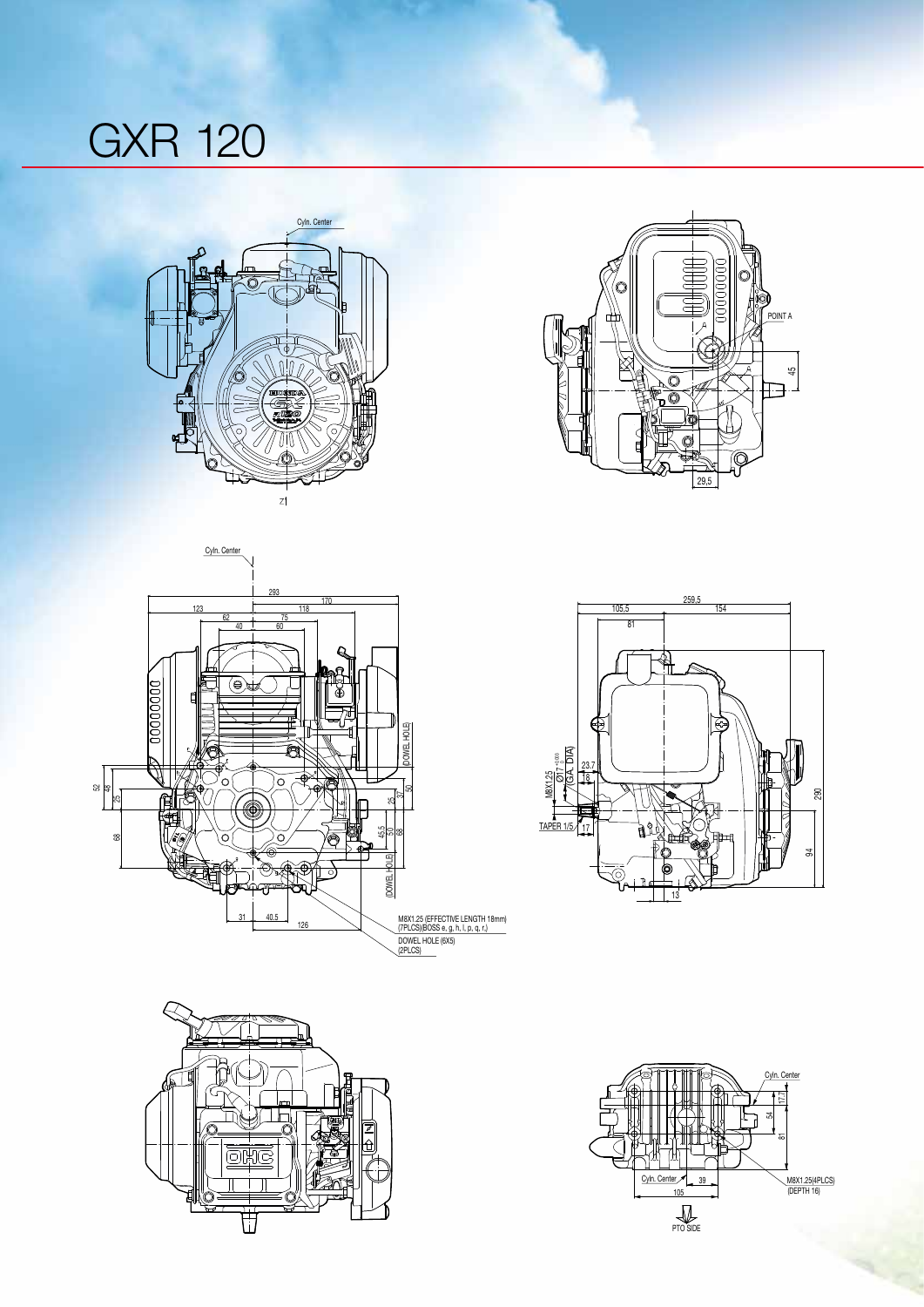# GXR 120

Cyln. Center

Z

POINT A

A

A

45

29,5

Cyln. Center

293

170

123

118

62

75

40

60

DOWEL HOLE

52

45

25

68

25

37

50

45,5

50

68

DOWEL HOLE

31

40,5

126

M8X1.25 (EFFECTIVE LENGTH 18mm)
(7PLCS)(BOSS e, g, h, i, p, q, r,)

DOWEL HOLE (6X5)
(2PLCS)

105,5

259,5

154

81

M8X1.25

Ø17 (GA. DIA)

23,7

18

TAPER 1/5

17

290

94

13

Cyln. Center

17,7

54

81

Cyln. Center

39

105

M8X1.25(4PLCS)
(DEPTH 16)

PTO SIDE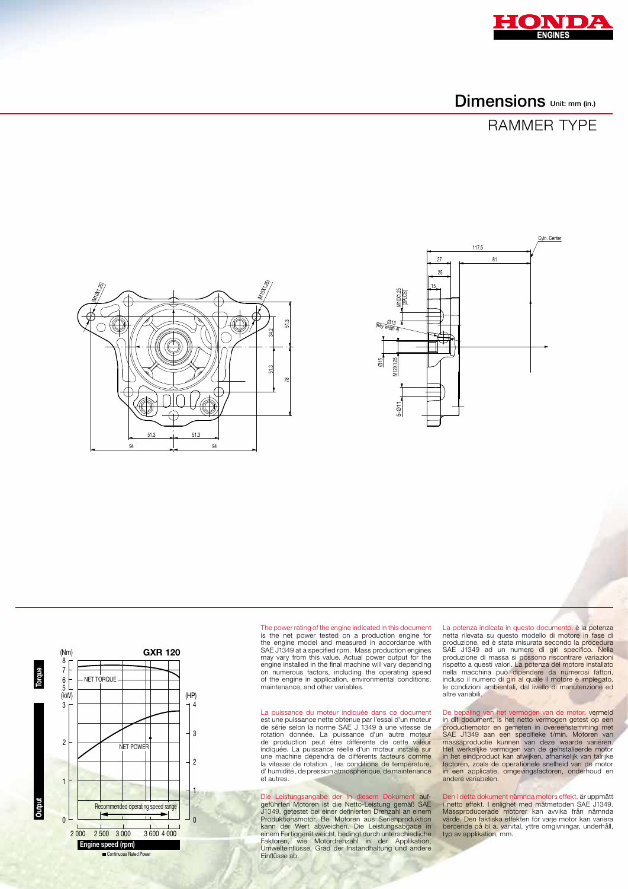## Dimensions Unit: mm (in.)

RAMMER TYPE

M10X1.25

M10X1.25

51.3

34.2

51.3

78

51.3

51.3

94

94

Cyln. Center

117.5

27

81

25

15

M10X1.25 (2PLCS)

Ø13 (Key width 5)

Ø15

M12X125

5-Ø11

GXR 120

Torque

Output

(Nm)

8

7

6

5

NET TORQUE

(kW)

3

2

1

0

(HP)

4

3

2

1

0

NET POWER

Recommended operating speed range

2 000 2 500 3 000 3 600 4 000

Engine speed (rpm)

Continuous Rated Power

The power rating of the engine indicated in this document is the net power tested on a production engine for the engine model and measured in accordance with SAE J1349 at a specified rpm. Mass production engines may vary from this value. Actual power output for the engine installed in the final machine will vary depending on numerous factors, including the operating speed of the engine in application, environmental conditions, maintenance, and other variables.

La puissance du moteur indiquée dans ce document est une puissance nette obtenue par l'essai d'un moteur de série selon la norme SAE J 1349 à une vitesse de rotation donnée. La puissance d'un autre moteur de production peut être différente de cette valeur indiquée. La puissance réelle d'un moteur installé sur une machine dépendra de différents facteurs comme la vitesse de rotation , les conditions de température, d' humidité , de pression atmosphérique, de maintenance et autres.

Die Leistungsangabe der in diesem Dokument aufgeführten Motoren ist die Netto-Leistung gemäß SAE J1349, getestet bei einer definierten Drehzahl an einem Produktionsmotor. Bei Motoren aus Serienproduktion kann der Wert abweichen. Die Leistungsabgabe in einem Fertiggerät weicht, bedingt durch unterschiedliche Faktoren, wie Motordrehzahl in der Applikation, Umwelteinflüsse, Grad der Instandhaltung und andere Einflüsse ab.

La potenza indicata in questo documento, è la potenza netta rilevata su questo modello di motore in fase di produzione, ed è stata misurata secondo la procedura SAE J1349 ad un numero di giri specifico. Nella produzione di massa si possono riscontrare variazioni rispetto a questi valori. La potenza del motore installato nella macchina può dipendere da numerosi fattori, incluso il numero di giri al quale il motore è impiegato, le condizioni ambientali, dal livello di manutenzione ed altre variabili.

De bepaling van het vermogen van de motor, vermeld in dit document, is het netto vermogen getest op een productiemotor en gemeten in overeenstemming met SAE J1349 aan een specifieke t/min. Motoren van massaproductie kunnen van deze waarde variëren. Het werkelijke vermogen van de geïnstalleerde motor in het eindproduct kan afwijken, afhankelijk van talrijke factoren, zoals de operationele snelheid van de motor in een applicatie, omgevingsfactoren, onderhoud en andere variabelen.

Den i detta dokument nämnda motors effekt, är uppmätt i netto effekt. I enlighet med mätmetoden SAE J1349. Massproducerade motorer kan avvika från nämnda värde. Den faktiska effekten för varje motor kan variera beroende på bl a. varvtal, yttre omgivningar, underhåll, typ av applikation, mm.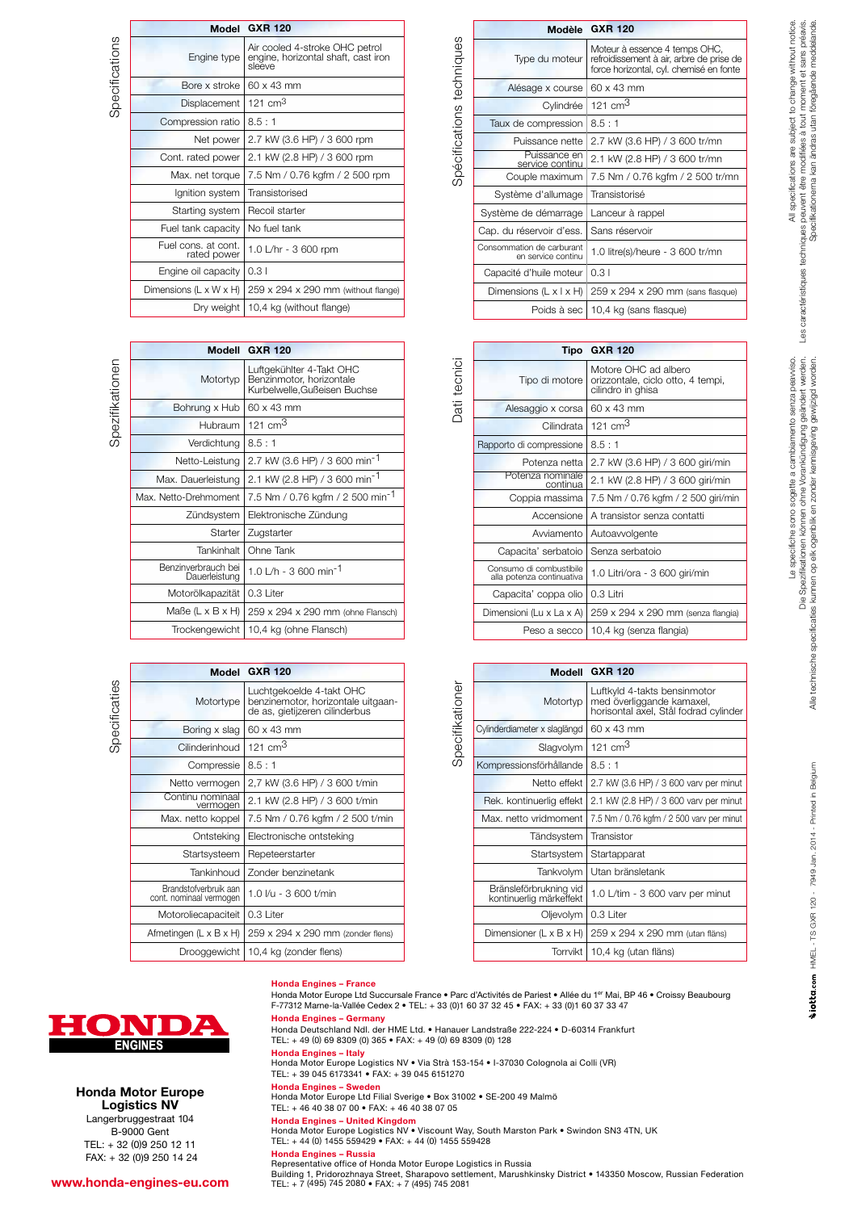## Specifications

| Model | GXR 120 |
|---|---|
| Engine type | Air cooled 4-stroke OHC petrol engine, horizontal shaft, cast iron sleeve |
| Bore x stroke | 60 x 43 mm |
| Displacement | 121 cm$^3$ |
| Compression ratio | 8.5 : 1 |
| Net power | 2.7 kW (3.6 HP) / 3 600 rpm |
| Cont. rated power | 2.1 kW (2.8 HP) / 3 600 rpm |
| Max. net torque | 7.5 Nm / 0.76 kgfm / 2 500 rpm |
| Ignition system | Transistorised |
| Starting system | Recoil starter |
| Fuel tank capacity | No fuel tank |
| Fuel cons. at cont. rated power | 1.0 L/hr - 3 600 rpm |
| Engine oil capacity | 0.3 l |
| Dimensions (L x W x H) | 259 x 294 x 290 mm (without flange) |
| Dry weight | 10,4 kg (without flange) |

## Spécifications techniques

| Modèle | GXR 120 |
|---|---|
| Type du moteur | Moteur à essence 4 temps OHC, refroidissement à air, arbre de prise de force horizontal, cyl. chemisé en fonte |
| Alésage x course | 60 x 43 mm |
| Cylindrée | 121 cm$^3$ |
| Taux de compression | 8.5 : 1 |
| Puissance nette | 2.7 kW (3.6 HP) / 3 600 tr/mn |
| Puissance en service continu | 2.1 kW (2.8 HP) / 3 600 tr/mn |
| Couple maximum | 7.5 Nm / 0.76 kgfm / 2 500 tr/mn |
| Système d'allumage | Transistorisé |
| Système de démarrage | Lanceur à rappel |
| Cap. du réservoir d'ess. | Sans réservoir |
| Consommation de carburant en service continu | 1.0 litre(s)/heure - 3 600 tr/mn |
| Capacité d'huile moteur | 0.3 l |
| Dimensions (L x l x H) | 259 x 294 x 290 mm (sans flasque) |
| Poids à sec | 10,4 kg (sans flasque) |

## Spezifikationen

| Modell | GXR 120 |
|---|---|
| Motortyp | Luftgekühlter 4-Takt OHC Benzinmotor, horizontale Kurbelwelle,Gußeisen Buchse |
| Bohrung x Hub | 60 x 43 mm |
| Hubraum | 121 cm$^3$ |
| Verdichtung | 8.5 : 1 |
| Netto-Leistung | 2.7 kW (3.6 HP) / 3 600 min$^{-1}$ |
| Max. Dauerleistung | 2.1 kW (2.8 HP) / 3 600 min$^{-1}$ |
| Max. Netto-Drehmoment | 7.5 Nm / 0.76 kgfm / 2 500 min$^{-1}$ |
| Zündsystem | Elektronische Zündung |
| Starter | Zugstarter |
| Tankinhalt | Ohne Tank |
| Benzinverbrauch bei Dauerleistung | 1.0 L/h - 3 600 min$^{-1}$ |
| Motorölkapazität | 0.3 Liter |
| Maße (L x B x H) | 259 x 294 x 290 mm (ohne Flansch) |
| Trockengewicht | 10,4 kg (ohne Flansch) |

## Dati tecnici

| Tipo | GXR 120 |
|---|---|
| Tipo di motore | Motore OHC ad albero orizzontale, ciclo otto, 4 tempi, cilindro in ghisa |
| Alesaggio x corsa | 60 x 43 mm |
| Cilindrata | 121 cm$^3$ |
| Rapporto di compressione | 8.5 : 1 |
| Potenza netta | 2.7 kW (3.6 HP) / 3 600 giri/min |
| Potenza nominale continua | 2.1 kW (2.8 HP) / 3 600 giri/min |
| Coppia massima | 7.5 Nm / 0.76 kgfm / 2 500 giri/min |
| Accensione | A transistor senza contatti |
| Avviamento | Autoavvolgente |
| Capacita' serbatoio | Senza serbatoio |
| Consumo di combustibile alla potenza continuativa | 1.0 Litri/ora - 3 600 giri/min |
| Capacita' coppa olio | 0.3 Litri |
| Dimensioni (Lu x La x A) | 259 x 294 x 290 mm (senza flangia) |
| Peso a secco | 10,4 kg (senza flangia) |

## Specificaties

| Model | GXR 120 |
|---|---|
| Motortype | Luchtgekoelde 4-takt OHC benzinemotor, horizontale uitgaande as, gietijzeren cilinderbus |
| Boring x slag | 60 x 43 mm |
| Cilinderinhoud | 121 cm$^3$ |
| Compressie | 8.5 : 1 |
| Netto vermogen | 2,7 kW (3.6 HP) / 3 600 t/min |
| Continu nominaal vermogen | 2.1 kW (2.8 HP) / 3 600 t/min |
| Max. netto koppel | 7.5 Nm / 0.76 kgfm / 2 500 t/min |
| Ontsteking | Electronische ontsteking |
| Startsysteem | Repeteerstarter |
| Tankinhoud | Zonder benzinetank |
| Brandstofverbruik aan cont. nominaal vermogen | 1.0 l/u - 3 600 t/min |
| Motoroliecapaciteit | 0.3 Liter |
| Afmetingen (L x B x H) | 259 x 294 x 290 mm (zonder flens) |
| Drooggewicht | 10,4 kg (zonder flens) |

## Specifikationer

| Modell | GXR 120 |
|---|---|
| Motortyp | Luftkyld 4-takts bensinmotor med överliggande kamaxel, horisontal axel, Stål fodrad cylinder |
| Cylinderdiameter x slaglängd | 60 x 43 mm |
| Slagvolym | 121 cm$^3$ |
| Kompressionsförhållande | 8.5 : 1 |
| Netto effekt | 2.7 kW (3.6 HP) / 3 600 varv per minut |
| Rek. kontinuerlig effekt | 2.1 kW (2.8 HP) / 3 600 varv per minut |
| Max. netto vridmoment | 7.5 Nm / 0.76 kgfm / 2 500 varv per minut |
| Tändsystem | Transistor |
| Startsystem | Startapparat |
| Tankvolym | Utan bränsletank |
| Bränsleförbrukning vid kontinuerlig märkeffekt | 1.0 L/tim - 3 600 varv per minut |
| Oljevolym | 0.3 Liter |
| Dimensioner (L x B x H) | 259 x 294 x 290 mm (utan fläns) |
| Torrvikt | 10,4 kg (utan fläns) |

All specifications are subject to change without notice.
Les caractéristiques techniques peuvent être modifiées à tout moment et sans préavis.
Specifikationerna kan ändras utan föregående meddelande.

Le specifiche sono soggette a cambiamento senza preavviso.
Die Spezifikationen können ohne Vorankündigung geändert werden.
Alle technische specificaties kunnen op elk ogenblik en zonder kennisgeving gewijzigd worden.

HONDA ENGINES

**Honda Motor Europe Logistics NV**
Langerbruggestraat 104
B-9000 Gent
TEL: + 32 (0)9 250 12 11
FAX: + 32 (0)9 250 14 24

www.honda-engines-eu.com

**Honda Engines – France**
Honda Motor Europe Ltd Succursale France • Parc d'Activités de Pariest • Allée du 1er Mai, BP 46 • Croissy Beaubourg
F-77312 Marne-la-Vallée Cedex 2 • TEL: + 33 (0)1 60 37 32 45 • FAX: + 33 (0)1 60 37 33 47

**Honda Engines – Germany**
Honda Deutschland Ndl. der HME Ltd. • Hanauer Landstraße 222-224 • D-60314 Frankfurt
TEL: + 49 (0) 69 8309 (0) 365 • FAX: + 49 (0) 69 8309 (0) 128

**Honda Engines – Italy**
Honda Motor Europe Logistics NV • Via Strà 153-154 • I-37030 Colognola ai Colli (VR)
TEL: + 39 045 6173341 • FAX: + 39 045 6151270

**Honda Engines – Sweden**
Honda Motor Europe Ltd Filial Sverige • Box 31002 • SE-200 49 Malmö
TEL: + 46 40 38 07 00 • FAX: + 46 40 38 07 05

**Honda Engines – United Kingdom**
Honda Motor Europe Logistics NV • Viscount Way, South Marston Park • Swindon SN3 4TN, UK
TEL: + 44 (0) 1455 559429 • FAX: + 44 (0) 1455 559428

**Honda Engines – Russia**
Representative office of Honda Motor Europe Logistics in Russia
Building 1, Pridorozhnaya Street, Sharapovo settlement, Marushkinsky District • 143350 Moscow, Russian Federation
TEL: + 7 (495) 745 2080 • FAX: + 7 (495) 745 2081

HMEL - TS GXR 120 - 7949 Jan. 2014 - Printed in Belgium